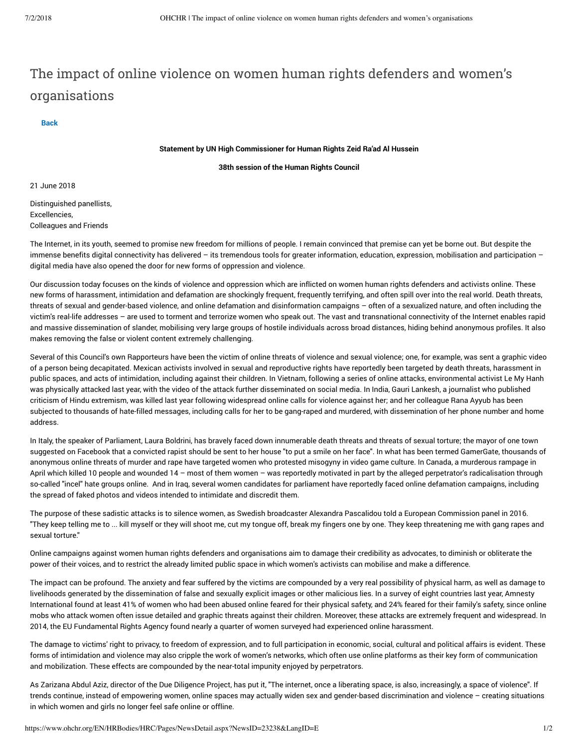# The impact of online violence on women human rights defenders and women's organisations

**Back**

**Statement by UN High Commissioner for Human Rights Zeid Ra'ad Al Hussein**

**38th session of the Human Rights Council**

21 June 2018

Distinguished panellists,
Excellencies,
Colleagues and Friends

The Internet, in its youth, seemed to promise new freedom for millions of people. I remain convinced that premise can yet be borne out. But despite the immense benefits digital connectivity has delivered – its tremendous tools for greater information, education, expression, mobilisation and participation – digital media have also opened the door for new forms of oppression and violence.

Our discussion today focuses on the kinds of violence and oppression which are inflicted on women human rights defenders and activists online. These new forms of harassment, intimidation and defamation are shockingly frequent, frequently terrifying, and often spill over into the real world. Death threats, threats of sexual and gender-based violence, and online defamation and disinformation campaigns – often of a sexualized nature, and often including the victim's real-life addresses – are used to torment and terrorize women who speak out. The vast and transnational connectivity of the Internet enables rapid and massive dissemination of slander, mobilising very large groups of hostile individuals across broad distances, hiding behind anonymous profiles. It also makes removing the false or violent content extremely challenging.

Several of this Council's own Rapporteurs have been the victim of online threats of violence and sexual violence; one, for example, was sent a graphic video of a person being decapitated. Mexican activists involved in sexual and reproductive rights have reportedly been targeted by death threats, harassment in public spaces, and acts of intimidation, including against their children. In Vietnam, following a series of online attacks, environmental activist Le My Hanh was physically attacked last year, with the video of the attack further disseminated on social media. In India, Gauri Lankesh, a journalist who published criticism of Hindu extremism, was killed last year following widespread online calls for violence against her; and her colleague Rana Ayyub has been subjected to thousands of hate-filled messages, including calls for her to be gang-raped and murdered, with dissemination of her phone number and home address.

In Italy, the speaker of Parliament, Laura Boldrini, has bravely faced down innumerable death threats and threats of sexual torture; the mayor of one town suggested on Facebook that a convicted rapist should be sent to her house "to put a smile on her face". In what has been termed GamerGate, thousands of anonymous online threats of murder and rape have targeted women who protested misogyny in video game culture. In Canada, a murderous rampage in April which killed 10 people and wounded 14 – most of them women – was reportedly motivated in part by the alleged perpetrator's radicalisation through so-called "incel" hate groups online. And in Iraq, several women candidates for parliament have reportedly faced online defamation campaigns, including the spread of faked photos and videos intended to intimidate and discredit them.

The purpose of these sadistic attacks is to silence women, as Swedish broadcaster Alexandra Pascalidou told a European Commission panel in 2016. "They keep telling me to ... kill myself or they will shoot me, cut my tongue off, break my fingers one by one. They keep threatening me with gang rapes and sexual torture."

Online campaigns against women human rights defenders and organisations aim to damage their credibility as advocates, to diminish or obliterate the power of their voices, and to restrict the already limited public space in which women's activists can mobilise and make a difference.

The impact can be profound. The anxiety and fear suffered by the victims are compounded by a very real possibility of physical harm, as well as damage to livelihoods generated by the dissemination of false and sexually explicit images or other malicious lies. In a survey of eight countries last year, Amnesty International found at least 41% of women who had been abused online feared for their physical safety, and 24% feared for their family's safety, since online mobs who attack women often issue detailed and graphic threats against their children. Moreover, these attacks are extremely frequent and widespread. In 2014, the EU Fundamental Rights Agency found nearly a quarter of women surveyed had experienced online harassment.

The damage to victims' right to privacy, to freedom of expression, and to full participation in economic, social, cultural and political affairs is evident. These forms of intimidation and violence may also cripple the work of women's networks, which often use online platforms as their key form of communication and mobilization. These effects are compounded by the near-total impunity enjoyed by perpetrators.

As Zarizana Abdul Aziz, director of the Due Diligence Project, has put it, "The internet, once a liberating space, is also, increasingly, a space of violence". If trends continue, instead of empowering women, online spaces may actually widen sex and gender-based discrimination and violence – creating situations in which women and girls no longer feel safe online or offline.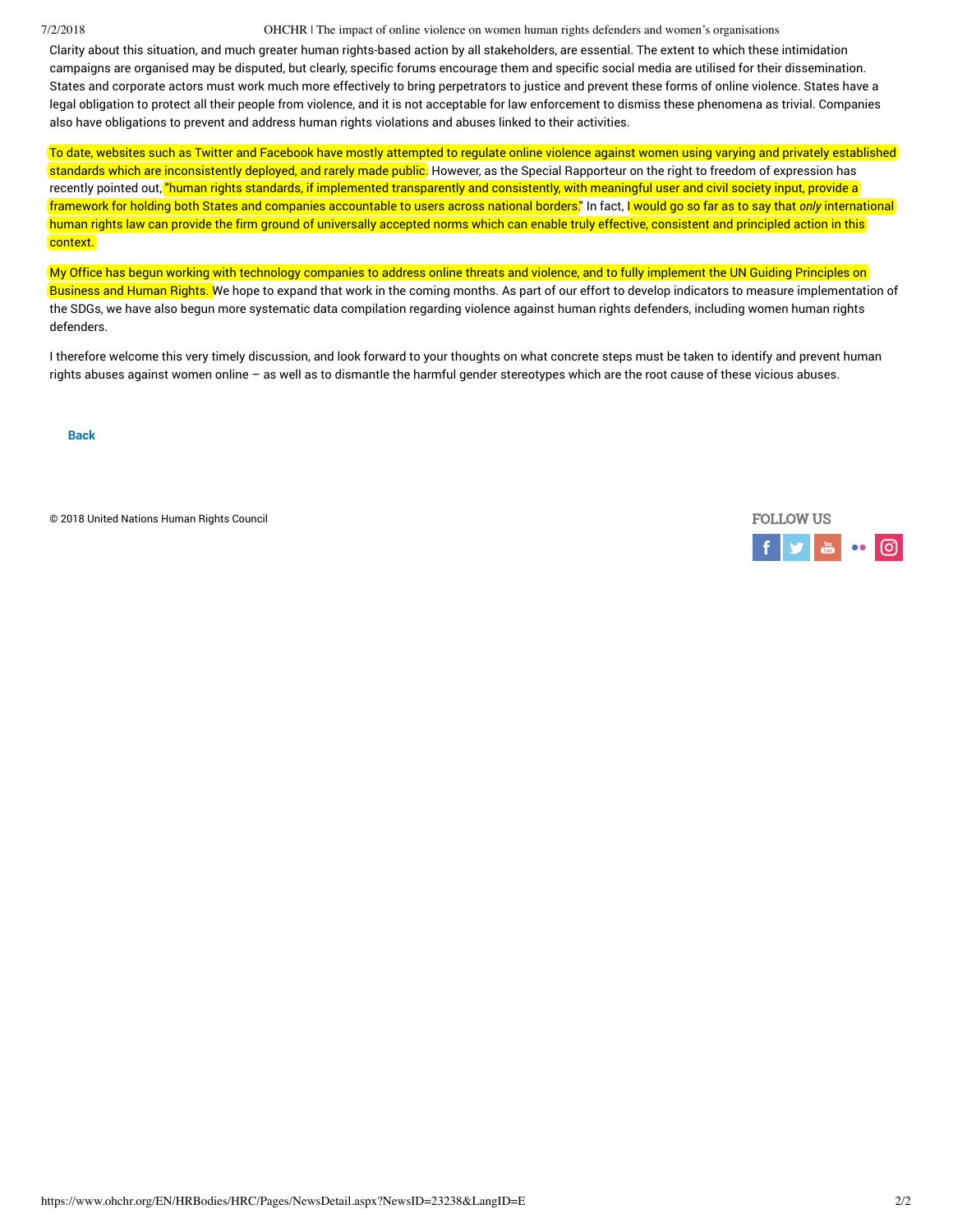Clarity about this situation, and much greater human rights-based action by all stakeholders, are essential. The extent to which these intimidation campaigns are organised may be disputed, but clearly, specific forums encourage them and specific social media are utilised for their dissemination. States and corporate actors must work much more effectively to bring perpetrators to justice and prevent these forms of online violence. States have a legal obligation to protect all their people from violence, and it is not acceptable for law enforcement to dismiss these phenomena as trivial. Companies also have obligations to prevent and address human rights violations and abuses linked to their activities.

To date, websites such as Twitter and Facebook have mostly attempted to regulate online violence against women using varying and privately established standards which are inconsistently deployed, and rarely made public. However, as the Special Rapporteur on the right to freedom of expression has recently pointed out, "human rights standards, if implemented transparently and consistently, with meaningful user and civil society input, provide a framework for holding both States and companies accountable to users across national borders." In fact, I would go so far as to say that *only* international human rights law can provide the firm ground of universally accepted norms which can enable truly effective, consistent and principled action in this context.

My Office has begun working with technology companies to address online threats and violence, and to fully implement the UN Guiding Principles on Business and Human Rights. We hope to expand that work in the coming months. As part of our effort to develop indicators to measure implementation of the SDGs, we have also begun more systematic data compilation regarding violence against human rights defenders, including women human rights defenders.

I therefore welcome this very timely discussion, and look forward to your thoughts on what concrete steps must be taken to identify and prevent human rights abuses against women online – as well as to dismantle the harmful gender stereotypes which are the root cause of these vicious abuses.

**Back**

© 2018 United Nations Human Rights Council

FOLLOW US